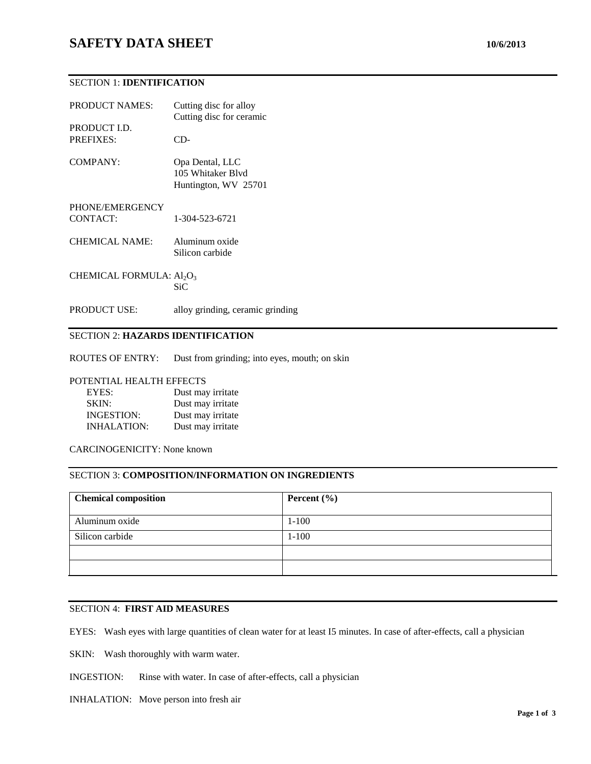# SAFETY DATA SHEET

10/6/2013

## SECTION 1: **IDENTIFICATION**

PRODUCT NAMES: Cutting disc for alloy
Cutting disc for ceramic

PRODUCT I.D. PREFIXES: CD-

COMPANY: Opa Dental, LLC
105 Whitaker Blvd
Huntington, WV 25701

PHONE/EMERGENCY CONTACT: 1-304-523-6721

CHEMICAL NAME: Aluminum oxide
Silicon carbide

CHEMICAL FORMULA: $Al_2O_3$
SiC

PRODUCT USE: alloy grinding, ceramic grinding

## SECTION 2: **HAZARDS IDENTIFICATION**

ROUTES OF ENTRY: Dust from grinding; into eyes, mouth; on skin

POTENTIAL HEALTH EFFECTS

- EYES: Dust may irritate
- SKIN: Dust may irritate
- INGESTION: Dust may irritate
- INHALATION: Dust may irritate

CARCINOGENICITY: None known

## SECTION 3: **COMPOSITION/INFORMATION ON INGREDIENTS**

| Chemical composition | Percent (%) |
|---|---|
| Aluminum oxide | 1-100 |
| Silicon carbide | 1-100 |
| | |
| | |

## SECTION 4: **FIRST AID MEASURES**

EYES: Wash eyes with large quantities of clean water for at least I5 minutes. In case of after-effects, call a physician

SKIN: Wash thoroughly with warm water.

INGESTION: Rinse with water. In case of after-effects, call a physician

INHALATION: Move person into fresh air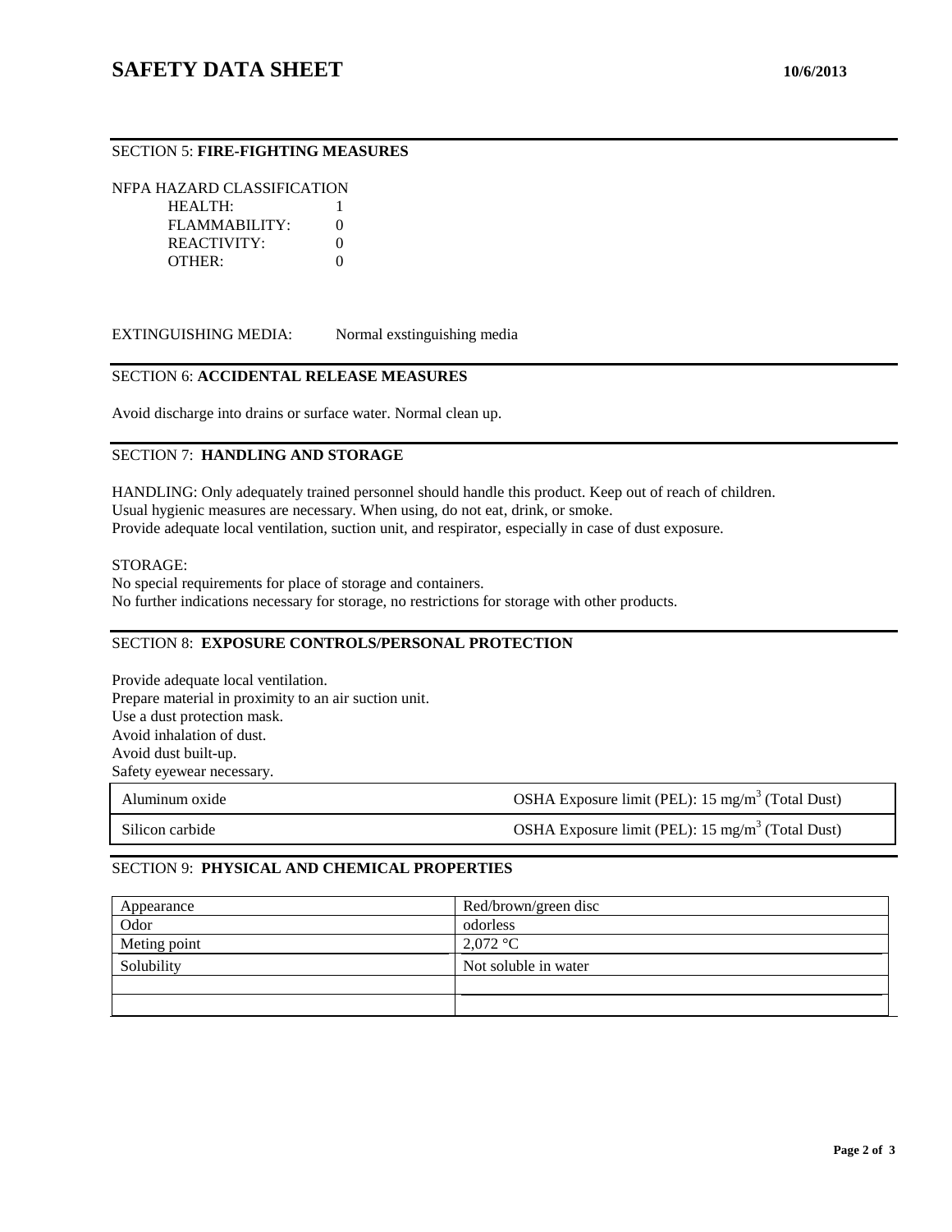## SECTION 5: **FIRE-FIGHTING MEASURES**

NFPA HAZARD CLASSIFICATION

| | |
|---|---|
| HEALTH: | 1 |
| FLAMMABILITY: | 0 |
| REACTIVITY: | 0 |
| OTHER: | 0 |

EXTINGUISHING MEDIA: Normal exstinguishing media

## SECTION 6: **ACCIDENTAL RELEASE MEASURES**

Avoid discharge into drains or surface water. Normal clean up.

## SECTION 7: **HANDLING AND STORAGE**

HANDLING: Only adequately trained personnel should handle this product. Keep out of reach of children.
Usual hygienic measures are necessary. When using, do not eat, drink, or smoke.
Provide adequate local ventilation, suction unit, and respirator, especially in case of dust exposure.

STORAGE:
No special requirements for place of storage and containers.
No further indications necessary for storage, no restrictions for storage with other products.

## SECTION 8: **EXPOSURE CONTROLS/PERSONAL PROTECTION**

Provide adequate local ventilation.
Prepare material in proximity to an air suction unit.
Use a dust protection mask.
Avoid inhalation of dust.
Avoid dust built-up.
Safety eyewear necessary.

| | |
|---|---|
| Aluminum oxide | OSHA Exposure limit (PEL): 15 $mg/m^3$ (Total Dust) |
| Silicon carbide | OSHA Exposure limit (PEL): 15 $mg/m^3$ (Total Dust) |

## SECTION 9: **PHYSICAL AND CHEMICAL PROPERTIES**

| | |
|---|---|
| Appearance | Red/brown/green disc |
| Odor | odorless |
| Meting point | 2,072 °C |
| Solubility | Not soluble in water |
| | |
| | |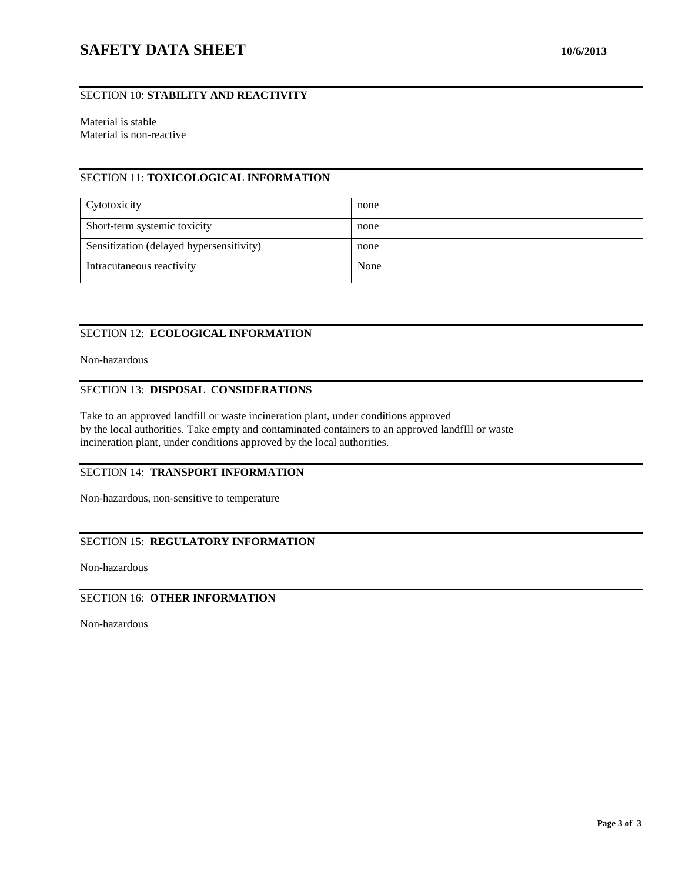## SECTION 10: **STABILITY AND REACTIVITY**

Material is stable
Material is non-reactive

## SECTION 11: **TOXICOLOGICAL INFORMATION**

| | |
|---|---|
| Cytotoxicity | none |
| Short-term systemic toxicity | none |
| Sensitization (delayed hypersensitivity) | none |
| Intracutaneous reactivity | None |

## SECTION 12: **ECOLOGICAL INFORMATION**

Non-hazardous

## SECTION 13: **DISPOSAL CONSIDERATIONS**

Take to an approved landfill or waste incineration plant, under conditions approved by the local authorities. Take empty and contaminated containers to an approved landfIll or waste incineration plant, under conditions approved by the local authorities.

## SECTION 14: **TRANSPORT INFORMATION**

Non-hazardous, non-sensitive to temperature

## SECTION 15: **REGULATORY INFORMATION**

Non-hazardous

## SECTION 16: **OTHER INFORMATION**

Non-hazardous